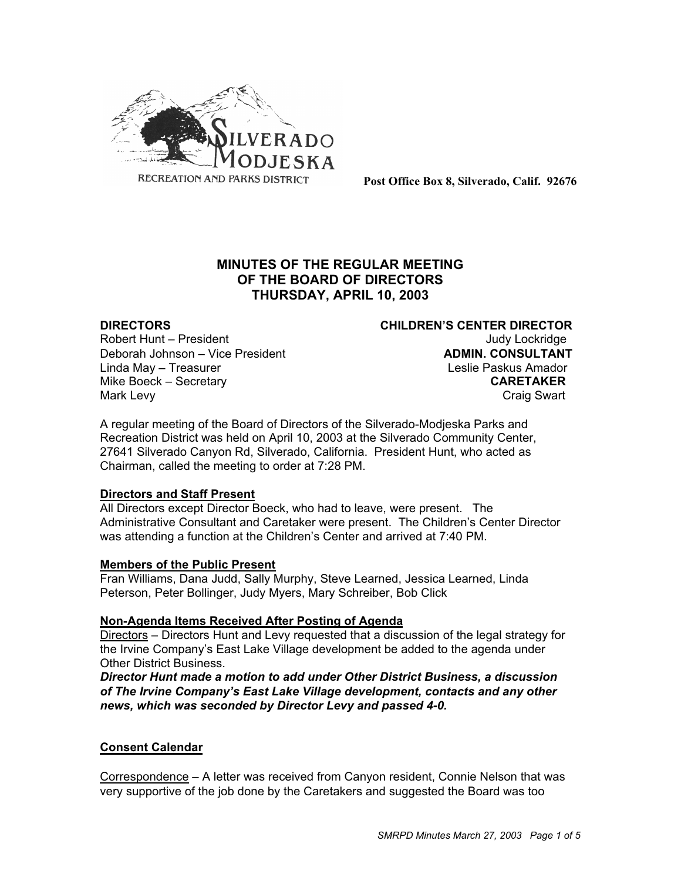SILVERADO MODJESKA
RECREATION AND PARKS DISTRICT

**Post Office Box 8, Silverado, Calif. 92676**

# MINUTES OF THE REGULAR MEETING OF THE BOARD OF DIRECTORS THURSDAY, APRIL 10, 2003

**DIRECTORS**
Robert Hunt – President
Deborah Johnson – Vice President
Linda May – Treasurer
Mike Boeck – Secretary
Mark Levy

**CHILDREN'S CENTER DIRECTOR**
Judy Lockridge
**ADMIN. CONSULTANT**
Leslie Paskus Amador
**CARETAKER**
Craig Swart

A regular meeting of the Board of Directors of the Silverado-Modjeska Parks and Recreation District was held on April 10, 2003 at the Silverado Community Center, 27641 Silverado Canyon Rd, Silverado, California. President Hunt, who acted as Chairman, called the meeting to order at 7:28 PM.

**Directors and Staff Present**
All Directors except Director Boeck, who had to leave, were present. The Administrative Consultant and Caretaker were present. The Children's Center Director was attending a function at the Children's Center and arrived at 7:40 PM.

**Members of the Public Present**
Fran Williams, Dana Judd, Sally Murphy, Steve Learned, Jessica Learned, Linda Peterson, Peter Bollinger, Judy Myers, Mary Schreiber, Bob Click

**Non-Agenda Items Received After Posting of Agenda**
Directors – Directors Hunt and Levy requested that a discussion of the legal strategy for the Irvine Company's East Lake Village development be added to the agenda under Other District Business.
***Director Hunt made a motion to add under Other District Business, a discussion of The Irvine Company's East Lake Village development, contacts and any other news, which was seconded by Director Levy and passed 4-0.***

**Consent Calendar**

Correspondence – A letter was received from Canyon resident, Connie Nelson that was very supportive of the job done by the Caretakers and suggested the Board was too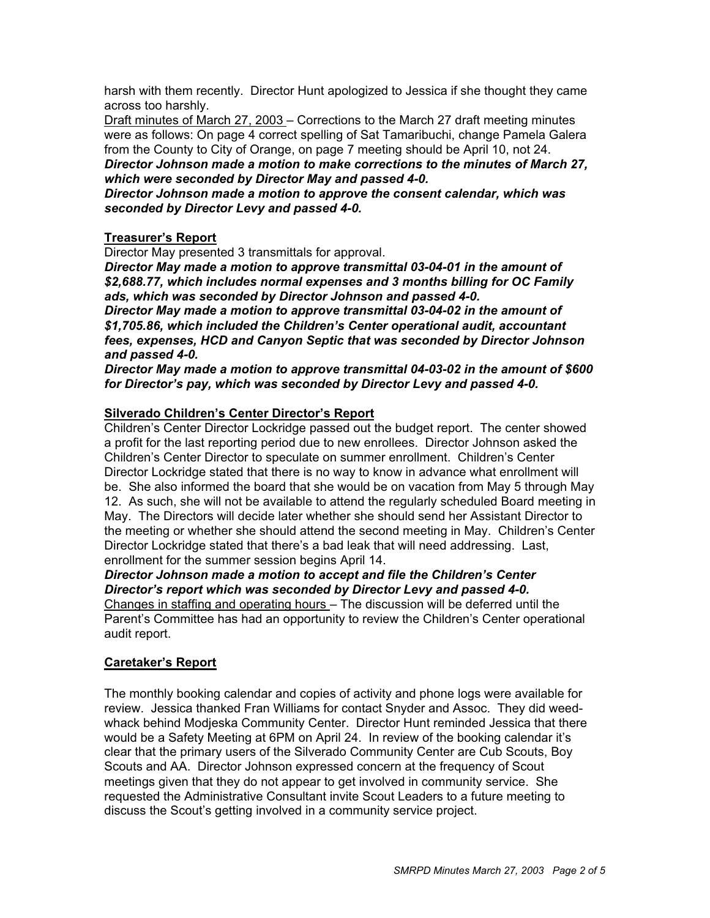harsh with them recently. Director Hunt apologized to Jessica if she thought they came across too harshly.

Draft minutes of March 27, 2003 – Corrections to the March 27 draft meeting minutes were as follows: On page 4 correct spelling of Sat Tamaribuchi, change Pamela Galera from the County to City of Orange, on page 7 meeting should be April 10, not 24.

***Director Johnson made a motion to make corrections to the minutes of March 27, which were seconded by Director May and passed 4-0.***

***Director Johnson made a motion to approve the consent calendar, which was seconded by Director Levy and passed 4-0.***

## Treasurer's Report

Director May presented 3 transmittals for approval.

***Director May made a motion to approve transmittal 03-04-01 in the amount of $2,688.77, which includes normal expenses and 3 months billing for OC Family ads, which was seconded by Director Johnson and passed 4-0.***

***Director May made a motion to approve transmittal 03-04-02 in the amount of $1,705.86, which included the Children's Center operational audit, accountant fees, expenses, HCD and Canyon Septic that was seconded by Director Johnson and passed 4-0.***

***Director May made a motion to approve transmittal 04-03-02 in the amount of $600 for Director's pay, which was seconded by Director Levy and passed 4-0.***

## Silverado Children's Center Director's Report

Children's Center Director Lockridge passed out the budget report. The center showed a profit for the last reporting period due to new enrollees. Director Johnson asked the Children's Center Director to speculate on summer enrollment. Children's Center Director Lockridge stated that there is no way to know in advance what enrollment will be. She also informed the board that she would be on vacation from May 5 through May 12. As such, she will not be available to attend the regularly scheduled Board meeting in May. The Directors will decide later whether she should send her Assistant Director to the meeting or whether she should attend the second meeting in May. Children's Center Director Lockridge stated that there's a bad leak that will need addressing. Last, enrollment for the summer session begins April 14.

***Director Johnson made a motion to accept and file the Children's Center Director's report which was seconded by Director Levy and passed 4-0.***

Changes in staffing and operating hours – The discussion will be deferred until the Parent's Committee has had an opportunity to review the Children's Center operational audit report.

## Caretaker's Report

The monthly booking calendar and copies of activity and phone logs were available for review. Jessica thanked Fran Williams for contact Snyder and Assoc. They did weed-whack behind Modjeska Community Center. Director Hunt reminded Jessica that there would be a Safety Meeting at 6PM on April 24. In review of the booking calendar it's clear that the primary users of the Silverado Community Center are Cub Scouts, Boy Scouts and AA. Director Johnson expressed concern at the frequency of Scout meetings given that they do not appear to get involved in community service. She requested the Administrative Consultant invite Scout Leaders to a future meeting to discuss the Scout's getting involved in a community service project.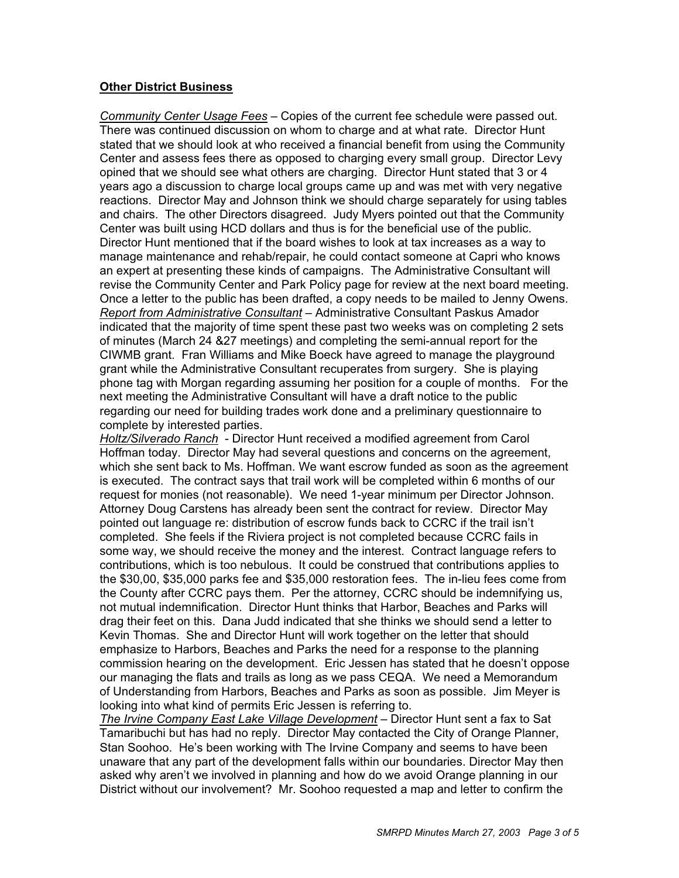**Other District Business**

*Community Center Usage Fees* – Copies of the current fee schedule were passed out. There was continued discussion on whom to charge and at what rate. Director Hunt stated that we should look at who received a financial benefit from using the Community Center and assess fees there as opposed to charging every small group. Director Levy opined that we should see what others are charging. Director Hunt stated that 3 or 4 years ago a discussion to charge local groups came up and was met with very negative reactions. Director May and Johnson think we should charge separately for using tables and chairs. The other Directors disagreed. Judy Myers pointed out that the Community Center was built using HCD dollars and thus is for the beneficial use of the public. Director Hunt mentioned that if the board wishes to look at tax increases as a way to manage maintenance and rehab/repair, he could contact someone at Capri who knows an expert at presenting these kinds of campaigns. The Administrative Consultant will revise the Community Center and Park Policy page for review at the next board meeting. Once a letter to the public has been drafted, a copy needs to be mailed to Jenny Owens.

*Report from Administrative Consultant* – Administrative Consultant Paskus Amador indicated that the majority of time spent these past two weeks was on completing 2 sets of minutes (March 24 &27 meetings) and completing the semi-annual report for the CIWMB grant. Fran Williams and Mike Boeck have agreed to manage the playground grant while the Administrative Consultant recuperates from surgery. She is playing phone tag with Morgan regarding assuming her position for a couple of months. For the next meeting the Administrative Consultant will have a draft notice to the public regarding our need for building trades work done and a preliminary questionnaire to complete by interested parties.

*Holtz/Silverado Ranch* - Director Hunt received a modified agreement from Carol Hoffman today. Director May had several questions and concerns on the agreement, which she sent back to Ms. Hoffman. We want escrow funded as soon as the agreement is executed. The contract says that trail work will be completed within 6 months of our request for monies (not reasonable). We need 1-year minimum per Director Johnson. Attorney Doug Carstens has already been sent the contract for review. Director May pointed out language re: distribution of escrow funds back to CCRC if the trail isn't completed. She feels if the Riviera project is not completed because CCRC fails in some way, we should receive the money and the interest. Contract language refers to contributions, which is too nebulous. It could be construed that contributions applies to the $30,00, $35,000 parks fee and $35,000 restoration fees. The in-lieu fees come from the County after CCRC pays them. Per the attorney, CCRC should be indemnifying us, not mutual indemnification. Director Hunt thinks that Harbor, Beaches and Parks will drag their feet on this. Dana Judd indicated that she thinks we should send a letter to Kevin Thomas. She and Director Hunt will work together on the letter that should emphasize to Harbors, Beaches and Parks the need for a response to the planning commission hearing on the development. Eric Jessen has stated that he doesn't oppose our managing the flats and trails as long as we pass CEQA. We need a Memorandum of Understanding from Harbors, Beaches and Parks as soon as possible. Jim Meyer is looking into what kind of permits Eric Jessen is referring to.

*The Irvine Company East Lake Village Development* – Director Hunt sent a fax to Sat Tamaribuchi but has had no reply. Director May contacted the City of Orange Planner, Stan Soohoo. He's been working with The Irvine Company and seems to have been unaware that any part of the development falls within our boundaries. Director May then asked why aren't we involved in planning and how do we avoid Orange planning in our District without our involvement? Mr. Soohoo requested a map and letter to confirm the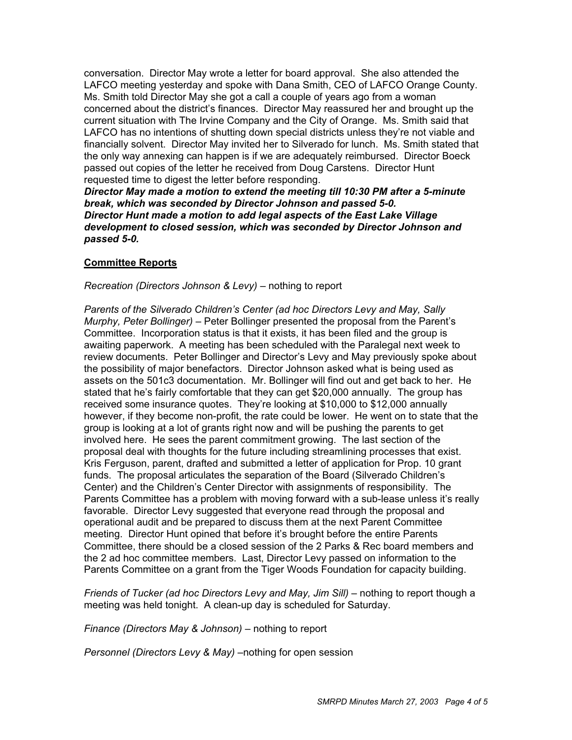conversation. Director May wrote a letter for board approval. She also attended the LAFCO meeting yesterday and spoke with Dana Smith, CEO of LAFCO Orange County. Ms. Smith told Director May she got a call a couple of years ago from a woman concerned about the district's finances. Director May reassured her and brought up the current situation with The Irvine Company and the City of Orange. Ms. Smith said that LAFCO has no intentions of shutting down special districts unless they're not viable and financially solvent. Director May invited her to Silverado for lunch. Ms. Smith stated that the only way annexing can happen is if we are adequately reimbursed. Director Boeck passed out copies of the letter he received from Doug Carstens. Director Hunt requested time to digest the letter before responding.

***Director May made a motion to extend the meeting till 10:30 PM after a 5-minute break, which was seconded by Director Johnson and passed 5-0.***

***Director Hunt made a motion to add legal aspects of the East Lake Village development to closed session, which was seconded by Director Johnson and passed 5-0.***

## Committee Reports

*Recreation (Directors Johnson & Levy)* – nothing to report

*Parents of the Silverado Children's Center (ad hoc Directors Levy and May, Sally Murphy, Peter Bollinger)* – Peter Bollinger presented the proposal from the Parent's Committee. Incorporation status is that it exists, it has been filed and the group is awaiting paperwork. A meeting has been scheduled with the Paralegal next week to review documents. Peter Bollinger and Director's Levy and May previously spoke about the possibility of major benefactors. Director Johnson asked what is being used as assets on the 501c3 documentation. Mr. Bollinger will find out and get back to her. He stated that he's fairly comfortable that they can get $20,000 annually. The group has received some insurance quotes. They're looking at $10,000 to $12,000 annually however, if they become non-profit, the rate could be lower. He went on to state that the group is looking at a lot of grants right now and will be pushing the parents to get involved here. He sees the parent commitment growing. The last section of the proposal deal with thoughts for the future including streamlining processes that exist. Kris Ferguson, parent, drafted and submitted a letter of application for Prop. 10 grant funds. The proposal articulates the separation of the Board (Silverado Children's Center) and the Children's Center Director with assignments of responsibility. The Parents Committee has a problem with moving forward with a sub-lease unless it's really favorable. Director Levy suggested that everyone read through the proposal and operational audit and be prepared to discuss them at the next Parent Committee meeting. Director Hunt opined that before it's brought before the entire Parents Committee, there should be a closed session of the 2 Parks & Rec board members and the 2 ad hoc committee members. Last, Director Levy passed on information to the Parents Committee on a grant from the Tiger Woods Foundation for capacity building.

*Friends of Tucker (ad hoc Directors Levy and May, Jim Sill)* – nothing to report though a meeting was held tonight. A clean-up day is scheduled for Saturday.

*Finance (Directors May & Johnson)* – nothing to report

*Personnel (Directors Levy & May)* –nothing for open session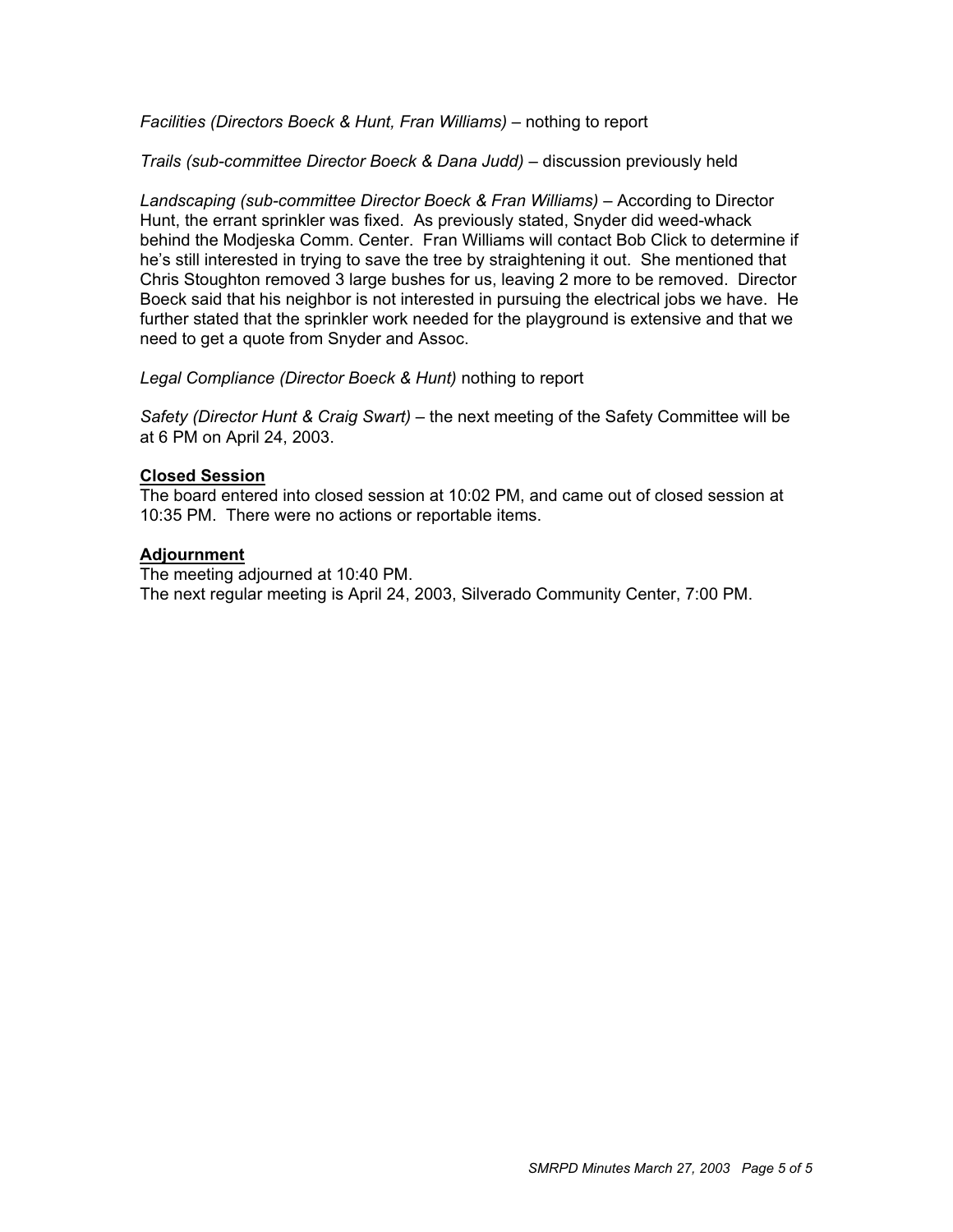*Facilities (Directors Boeck & Hunt, Fran Williams)* – nothing to report

*Trails (sub-committee Director Boeck & Dana Judd)* – discussion previously held

*Landscaping (sub-committee Director Boeck & Fran Williams)* – According to Director Hunt, the errant sprinkler was fixed. As previously stated, Snyder did weed-whack behind the Modjeska Comm. Center. Fran Williams will contact Bob Click to determine if he's still interested in trying to save the tree by straightening it out. She mentioned that Chris Stoughton removed 3 large bushes for us, leaving 2 more to be removed. Director Boeck said that his neighbor is not interested in pursuing the electrical jobs we have. He further stated that the sprinkler work needed for the playground is extensive and that we need to get a quote from Snyder and Assoc.

*Legal Compliance (Director Boeck & Hunt)* nothing to report

*Safety (Director Hunt & Craig Swart)* – the next meeting of the Safety Committee will be at 6 PM on April 24, 2003.

**Closed Session**

The board entered into closed session at 10:02 PM, and came out of closed session at 10:35 PM. There were no actions or reportable items.

**Adjournment**

The meeting adjourned at 10:40 PM.
The next regular meeting is April 24, 2003, Silverado Community Center, 7:00 PM.